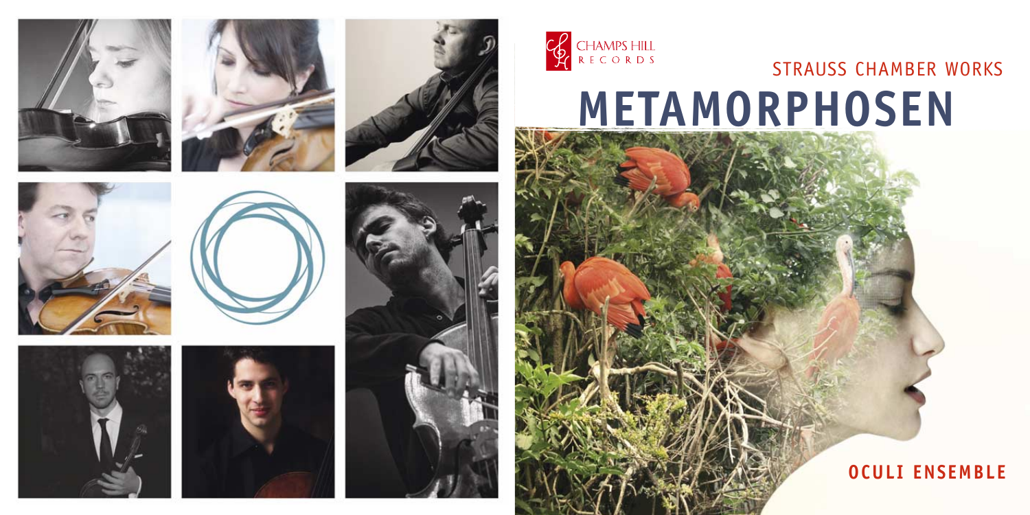CHAMPS HILL RECORDS

STRAUSS CHAMBER WORKS

# METAMORPHOSEN

**OCULI ENSEMBLE**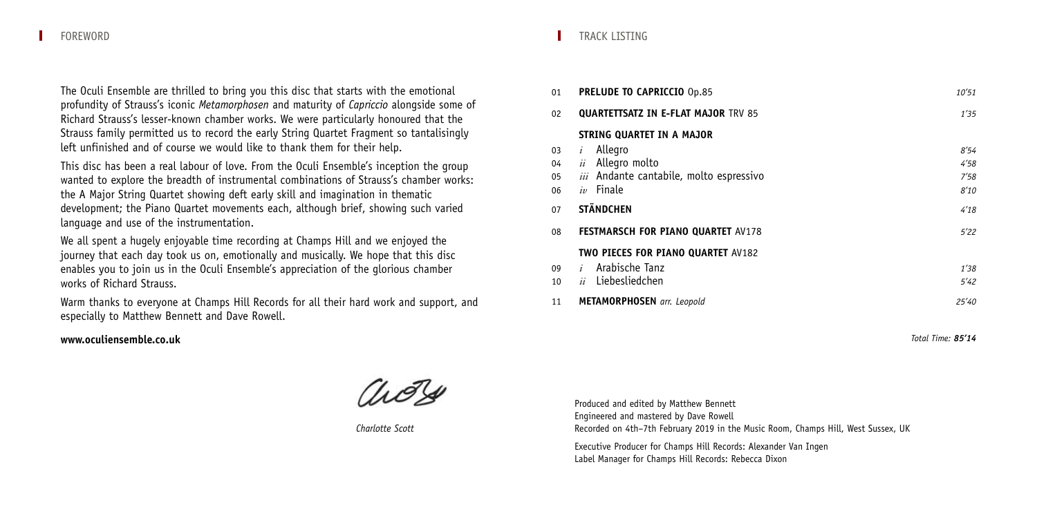## FOREWORD

The Oculi Ensemble are thrilled to bring you this disc that starts with the emotional profundity of Strauss's iconic *Metamorphosen* and maturity of *Capriccio* alongside some of Richard Strauss's lesser-known chamber works. We were particularly honoured that the Strauss family permitted us to record the early String Quartet Fragment so tantalisingly left unfinished and of course we would like to thank them for their help.

This disc has been a real labour of love. From the Oculi Ensemble's inception the group wanted to explore the breadth of instrumental combinations of Strauss's chamber works: the A Major String Quartet showing deft early skill and imagination in thematic development; the Piano Quartet movements each, although brief, showing such varied language and use of the instrumentation.

We all spent a hugely enjoyable time recording at Champs Hill and we enjoyed the journey that each day took us on, emotionally and musically. We hope that this disc enables you to join us in the Oculi Ensemble's appreciation of the glorious chamber works of Richard Strauss.

Warm thanks to everyone at Champs Hill Records for all their hard work and support, and especially to Matthew Bennett and Dave Rowell.

**www.oculiensemble.co.uk**

*Charlotte Scott*

## TRACK LISTING

| | | |
|---|---|---|
| 01 | **PRELUDE TO CAPRICCIO** Op.85 | *10'51* |
| 02 | **QUARTETTSATZ IN E-FLAT MAJOR** TRV 85 | *1'35* |
| | **STRING QUARTET IN A MAJOR** | |
| 03 | *i* Allegro | *8'54* |
| 04 | *ii* Allegro molto | *4'58* |
| 05 | *iii* Andante cantabile, molto espressivo | *7'58* |
| 06 | *iv* Finale | *8'10* |
| 07 | **STÄNDCHEN** | *4'18* |
| 08 | **FESTMARSCH FOR PIANO QUARTET** AV178 | *5'22* |
| | **TWO PIECES FOR PIANO QUARTET** AV182 | |
| 09 | *i* Arabische Tanz | *1'38* |
| 10 | *ii* Liebesliedchen | *5'42* |
| 11 | **METAMORPHOSEN** *arr. Leopold* | *25'40* |

*Total Time:* ***85'14***

Produced and edited by Matthew Bennett
Engineered and mastered by Dave Rowell
Recorded on 4th–7th February 2019 in the Music Room, Champs Hill, West Sussex, UK

Executive Producer for Champs Hill Records: Alexander Van Ingen
Label Manager for Champs Hill Records: Rebecca Dixon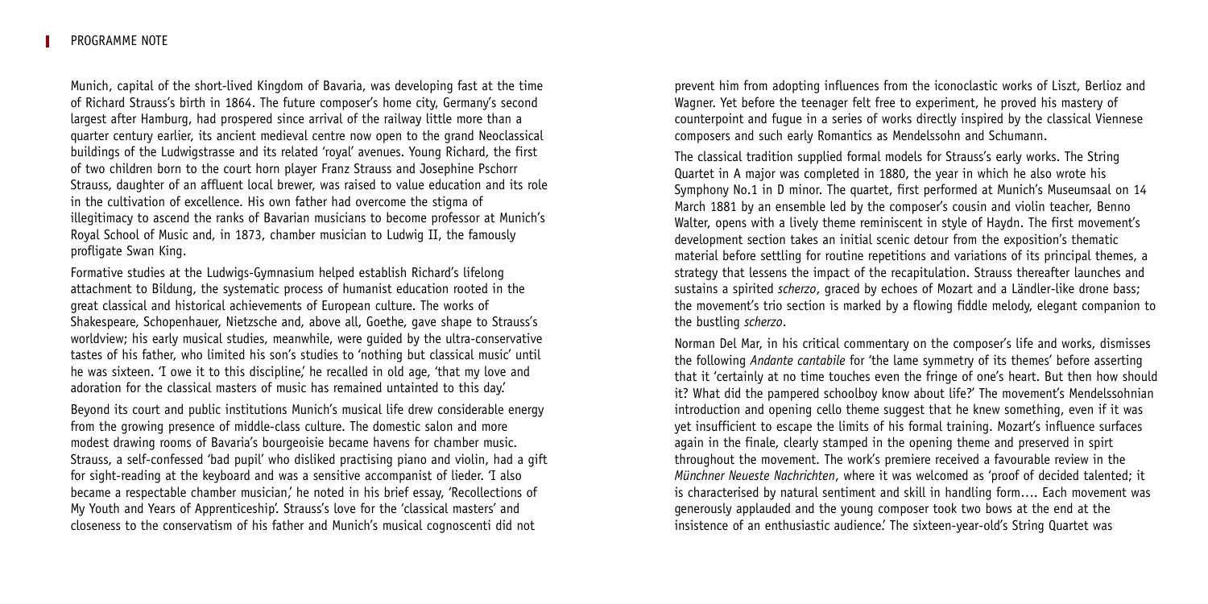Munich, capital of the short-lived Kingdom of Bavaria, was developing fast at the time of Richard Strauss's birth in 1864. The future composer's home city, Germany's second largest after Hamburg, had prospered since arrival of the railway little more than a quarter century earlier, its ancient medieval centre now open to the grand Neoclassical buildings of the Ludwigstrasse and its related 'royal' avenues. Young Richard, the first of two children born to the court horn player Franz Strauss and Josephine Pschorr Strauss, daughter of an affluent local brewer, was raised to value education and its role in the cultivation of excellence. His own father had overcome the stigma of illegitimacy to ascend the ranks of Bavarian musicians to become professor at Munich's Royal School of Music and, in 1873, chamber musician to Ludwig II, the famously profligate Swan King.

Formative studies at the Ludwigs-Gymnasium helped establish Richard's lifelong attachment to Bildung, the systematic process of humanist education rooted in the great classical and historical achievements of European culture. The works of Shakespeare, Schopenhauer, Nietzsche and, above all, Goethe, gave shape to Strauss's worldview; his early musical studies, meanwhile, were guided by the ultra-conservative tastes of his father, who limited his son's studies to 'nothing but classical music' until he was sixteen. 'I owe it to this discipline,' he recalled in old age, 'that my love and adoration for the classical masters of music has remained untainted to this day.'

Beyond its court and public institutions Munich's musical life drew considerable energy from the growing presence of middle-class culture. The domestic salon and more modest drawing rooms of Bavaria's bourgeoisie became havens for chamber music. Strauss, a self-confessed 'bad pupil' who disliked practising piano and violin, had a gift for sight-reading at the keyboard and was a sensitive accompanist of lieder. 'I also became a respectable chamber musician,' he noted in his brief essay, 'Recollections of My Youth and Years of Apprenticeship'. Strauss's love for the 'classical masters' and closeness to the conservatism of his father and Munich's musical cognoscenti did not prevent him from adopting influences from the iconoclastic works of Liszt, Berlioz and Wagner. Yet before the teenager felt free to experiment, he proved his mastery of counterpoint and fugue in a series of works directly inspired by the classical Viennese composers and such early Romantics as Mendelssohn and Schumann.

The classical tradition supplied formal models for Strauss's early works. The String Quartet in A major was completed in 1880, the year in which he also wrote his Symphony No.1 in D minor. The quartet, first performed at Munich's Museumsaal on 14 March 1881 by an ensemble led by the composer's cousin and violin teacher, Benno Walter, opens with a lively theme reminiscent in style of Haydn. The first movement's development section takes an initial scenic detour from the exposition's thematic material before settling for routine repetitions and variations of its principal themes, a strategy that lessens the impact of the recapitulation. Strauss thereafter launches and sustains a spirited *scherzo*, graced by echoes of Mozart and a Ländler-like drone bass; the movement's trio section is marked by a flowing fiddle melody, elegant companion to the bustling *scherzo*.

Norman Del Mar, in his critical commentary on the composer's life and works, dismisses the following *Andante cantabile* for 'the lame symmetry of its themes' before asserting that it 'certainly at no time touches even the fringe of one's heart. But then how should it? What did the pampered schoolboy know about life?' The movement's Mendelssohnian introduction and opening cello theme suggest that he knew something, even if it was yet insufficient to escape the limits of his formal training. Mozart's influence surfaces again in the finale, clearly stamped in the opening theme and preserved in spirt throughout the movement. The work's premiere received a favourable review in the *Münchner Neueste Nachrichten*, where it was welcomed as 'proof of decided talented; it is characterised by natural sentiment and skill in handling form…. Each movement was generously applauded and the young composer took two bows at the end at the insistence of an enthusiastic audience.' The sixteen-year-old's String Quartet was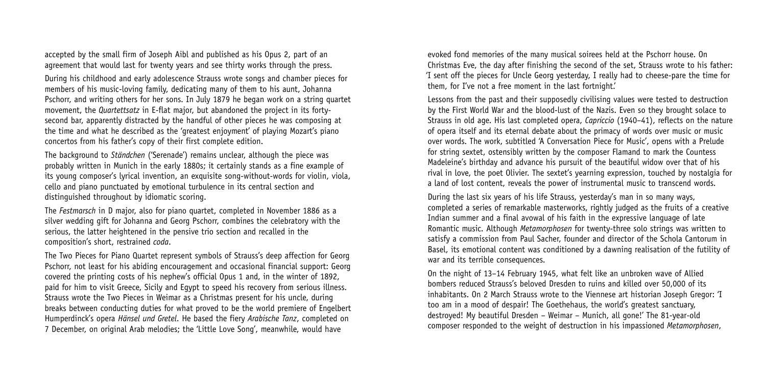accepted by the small firm of Joseph Aibl and published as his Opus 2, part of an agreement that would last for twenty years and see thirty works through the press.

During his childhood and early adolescence Strauss wrote songs and chamber pieces for members of his music-loving family, dedicating many of them to his aunt, Johanna Pschorr, and writing others for her sons. In July 1879 he began work on a string quartet movement, the *Quartettsatz* in E-flat major, but abandoned the project in its forty-second bar, apparently distracted by the handful of other pieces he was composing at the time and what he described as the 'greatest enjoyment' of playing Mozart's piano concertos from his father's copy of their first complete edition.

The background to *Ständchen* ('Serenade') remains unclear, although the piece was probably written in Munich in the early 1880s; it certainly stands as a fine example of its young composer's lyrical invention, an exquisite song-without-words for violin, viola, cello and piano punctuated by emotional turbulence in its central section and distinguished throughout by idiomatic scoring.

The *Festmarsch* in D major, also for piano quartet, completed in November 1886 as a silver wedding gift for Johanna and Georg Pschorr, combines the celebratory with the serious, the latter heightened in the pensive trio section and recalled in the composition's short, restrained *coda*.

The Two Pieces for Piano Quartet represent symbols of Strauss's deep affection for Georg Pschorr, not least for his abiding encouragement and occasional financial support: Georg covered the printing costs of his nephew's official Opus 1 and, in the winter of 1892, paid for him to visit Greece, Sicily and Egypt to speed his recovery from serious illness. Strauss wrote the Two Pieces in Weimar as a Christmas present for his uncle, during breaks between conducting duties for what proved to be the world premiere of Engelbert Humperdinck's opera *Hänsel und Gretel*. He based the fiery *Arabische Tanz*, completed on 7 December, on original Arab melodies; the 'Little Love Song', meanwhile, would have evoked fond memories of the many musical soirees held at the Pschorr house. On Christmas Eve, the day after finishing the second of the set, Strauss wrote to his father: 'I sent off the pieces for Uncle Georg yesterday, I really had to cheese-pare the time for them, for I've not a free moment in the last fortnight.'

Lessons from the past and their supposedly civilising values were tested to destruction by the First World War and the blood-lust of the Nazis. Even so they brought solace to Strauss in old age. His last completed opera, *Capriccio* (1940–41), reflects on the nature of opera itself and its eternal debate about the primacy of words over music or music over words. The work, subtitled 'A Conversation Piece for Music', opens with a Prelude for string sextet, ostensibly written by the composer Flamand to mark the Countess Madeleine's birthday and advance his pursuit of the beautiful widow over that of his rival in love, the poet Olivier. The sextet's yearning expression, touched by nostalgia for a land of lost content, reveals the power of instrumental music to transcend words.

During the last six years of his life Strauss, yesterday's man in so many ways, completed a series of remarkable masterworks, rightly judged as the fruits of a creative Indian summer and a final avowal of his faith in the expressive language of late Romantic music. Although *Metamorphosen* for twenty-three solo strings was written to satisfy a commission from Paul Sacher, founder and director of the Schola Cantorum in Basel, its emotional content was conditioned by a dawning realisation of the futility of war and its terrible consequences.

On the night of 13–14 February 1945, what felt like an unbroken wave of Allied bombers reduced Strauss's beloved Dresden to ruins and killed over 50,000 of its inhabitants. On 2 March Strauss wrote to the Viennese art historian Joseph Gregor: 'I too am in a mood of despair! The Goethehaus, the world's greatest sanctuary, destroyed! My beautiful Dresden – Weimar – Munich, all gone!' The 81-year-old composer responded to the weight of destruction in his impassioned *Metamorphosen*,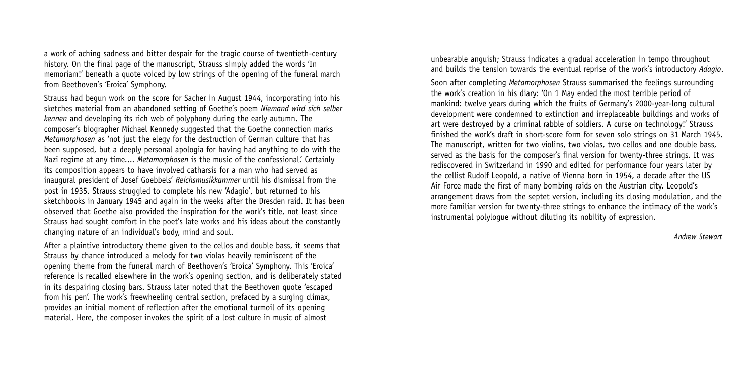a work of aching sadness and bitter despair for the tragic course of twentieth-century history. On the final page of the manuscript, Strauss simply added the words 'In memoriam!' beneath a quote voiced by low strings of the opening of the funeral march from Beethoven's 'Eroica' Symphony.

Strauss had begun work on the score for Sacher in August 1944, incorporating into his sketches material from an abandoned setting of Goethe's poem *Niemand wird sich selber kennen* and developing its rich web of polyphony during the early autumn. The composer's biographer Michael Kennedy suggested that the Goethe connection marks *Metamorphosen* as 'not just the elegy for the destruction of German culture that has been supposed, but a deeply personal apologia for having had anything to do with the Nazi regime at any time.... *Metamorphosen* is the music of the confessional.' Certainly its composition appears to have involved catharsis for a man who had served as inaugural president of Josef Goebbels' *Reichsmusikkammer* until his dismissal from the post in 1935. Strauss struggled to complete his new 'Adagio', but returned to his sketchbooks in January 1945 and again in the weeks after the Dresden raid. It has been observed that Goethe also provided the inspiration for the work's title, not least since Strauss had sought comfort in the poet's late works and his ideas about the constantly changing nature of an individual's body, mind and soul.

After a plaintive introductory theme given to the cellos and double bass, it seems that Strauss by chance introduced a melody for two violas heavily reminiscent of the opening theme from the funeral march of Beethoven's 'Eroica' Symphony. This 'Eroica' reference is recalled elsewhere in the work's opening section, and is deliberately stated in its despairing closing bars. Strauss later noted that the Beethoven quote 'escaped from his pen'. The work's freewheeling central section, prefaced by a surging climax, provides an initial moment of reflection after the emotional turmoil of its opening material. Here, the composer invokes the spirit of a lost culture in music of almost unbearable anguish; Strauss indicates a gradual acceleration in tempo throughout and builds the tension towards the eventual reprise of the work's introductory *Adagio*.

Soon after completing *Metamorphosen* Strauss summarised the feelings surrounding the work's creation in his diary: 'On 1 May ended the most terrible period of mankind: twelve years during which the fruits of Germany's 2000-year-long cultural development were condemned to extinction and irreplaceable buildings and works of art were destroyed by a criminal rabble of soldiers. A curse on technology!' Strauss finished the work's draft in short-score form for seven solo strings on 31 March 1945. The manuscript, written for two violins, two violas, two cellos and one double bass, served as the basis for the composer's final version for twenty-three strings. It was rediscovered in Switzerland in 1990 and edited for performance four years later by the cellist Rudolf Leopold, a native of Vienna born in 1954, a decade after the US Air Force made the first of many bombing raids on the Austrian city. Leopold's arrangement draws from the septet version, including its closing modulation, and the more familiar version for twenty-three strings to enhance the intimacy of the work's instrumental polylogue without diluting its nobility of expression.

*Andrew Stewart*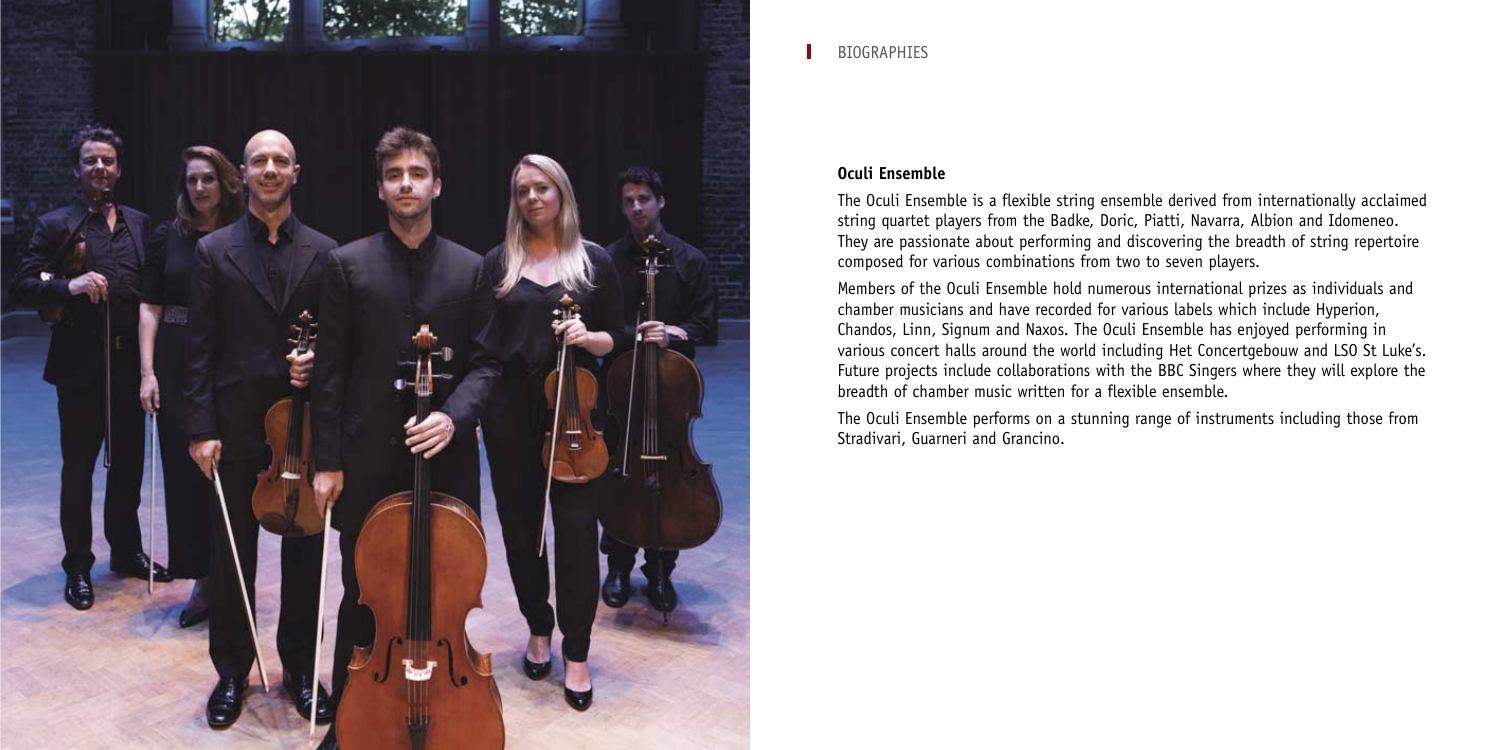BIOGRAPHIES

## Oculi Ensemble

The Oculi Ensemble is a flexible string ensemble derived from internationally acclaimed string quartet players from the Badke, Doric, Piatti, Navarra, Albion and Idomeneo. They are passionate about performing and discovering the breadth of string repertoire composed for various combinations from two to seven players.

Members of the Oculi Ensemble hold numerous international prizes as individuals and chamber musicians and have recorded for various labels which include Hyperion, Chandos, Linn, Signum and Naxos. The Oculi Ensemble has enjoyed performing in various concert halls around the world including Het Concertgebouw and LSO St Luke's. Future projects include collaborations with the BBC Singers where they will explore the breadth of chamber music written for a flexible ensemble.

The Oculi Ensemble performs on a stunning range of instruments including those from Stradivari, Guarneri and Grancino.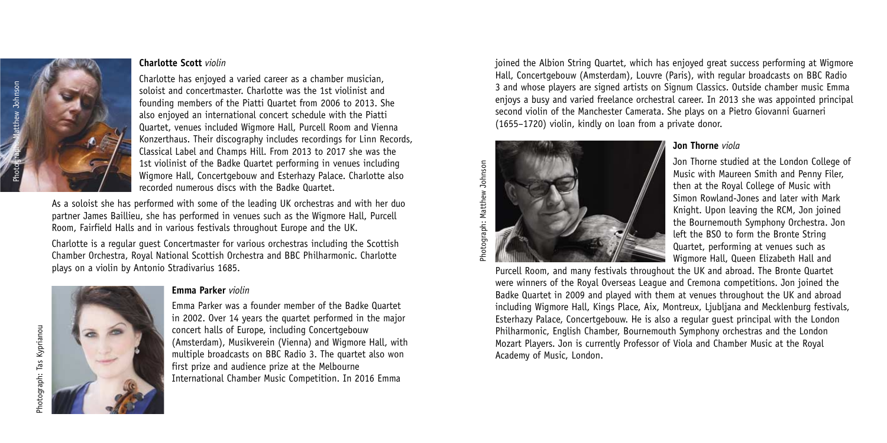### **Charlotte Scott** *violin*

Photograph: Matthew Johnson

Charlotte has enjoyed a varied career as a chamber musician, soloist and concertmaster. Charlotte was the 1st violinist and founding members of the Piatti Quartet from 2006 to 2013. She also enjoyed an international concert schedule with the Piatti Quartet, venues included Wigmore Hall, Purcell Room and Vienna Konzerthaus. Their discography includes recordings for Linn Records, Classical Label and Champs Hill. From 2013 to 2017 she was the 1st violinist of the Badke Quartet performing in venues including Wigmore Hall, Concertgebouw and Esterhazy Palace. Charlotte also recorded numerous discs with the Badke Quartet.

As a soloist she has performed with some of the leading UK orchestras and with her duo partner James Baillieu, she has performed in venues such as the Wigmore Hall, Purcell Room, Fairfield Halls and in various festivals throughout Europe and the UK.

Charlotte is a regular guest Concertmaster for various orchestras including the Scottish Chamber Orchestra, Royal National Scottish Orchestra and BBC Philharmonic. Charlotte plays on a violin by Antonio Stradivarius 1685.

### **Emma Parker** *violin*

Photograph: Tas Kyprianou

Emma Parker was a founder member of the Badke Quartet in 2002. Over 14 years the quartet performed in the major concert halls of Europe, including Concertgebouw (Amsterdam), Musikverein (Vienna) and Wigmore Hall, with multiple broadcasts on BBC Radio 3. The quartet also won first prize and audience prize at the Melbourne International Chamber Music Competition. In 2016 Emma joined the Albion String Quartet, which has enjoyed great success performing at Wigmore Hall, Concertgebouw (Amsterdam), Louvre (Paris), with regular broadcasts on BBC Radio 3 and whose players are signed artists on Signum Classics. Outside chamber music Emma enjoys a busy and varied freelance orchestral career. In 2013 she was appointed principal second violin of the Manchester Camerata. She plays on a Pietro Giovanni Guarneri (1655–1720) violin, kindly on loan from a private donor.

### **Jon Thorne** *viola*

Photograph: Matthew Johnson

Jon Thorne studied at the London College of Music with Maureen Smith and Penny Filer, then at the Royal College of Music with Simon Rowland-Jones and later with Mark Knight. Upon leaving the RCM, Jon joined the Bournemouth Symphony Orchestra. Jon left the BSO to form the Bronte String Quartet, performing at venues such as Wigmore Hall, Queen Elizabeth Hall and Purcell Room, and many festivals throughout the UK and abroad. The Bronte Quartet were winners of the Royal Overseas League and Cremona competitions. Jon joined the Badke Quartet in 2009 and played with them at venues throughout the UK and abroad including Wigmore Hall, Kings Place, Aix, Montreux, Ljubljana and Mecklenburg festivals, Esterhazy Palace, Concertgebouw. He is also a regular guest principal with the London Philharmonic, English Chamber, Bournemouth Symphony orchestras and the London Mozart Players. Jon is currently Professor of Viola and Chamber Music at the Royal Academy of Music, London.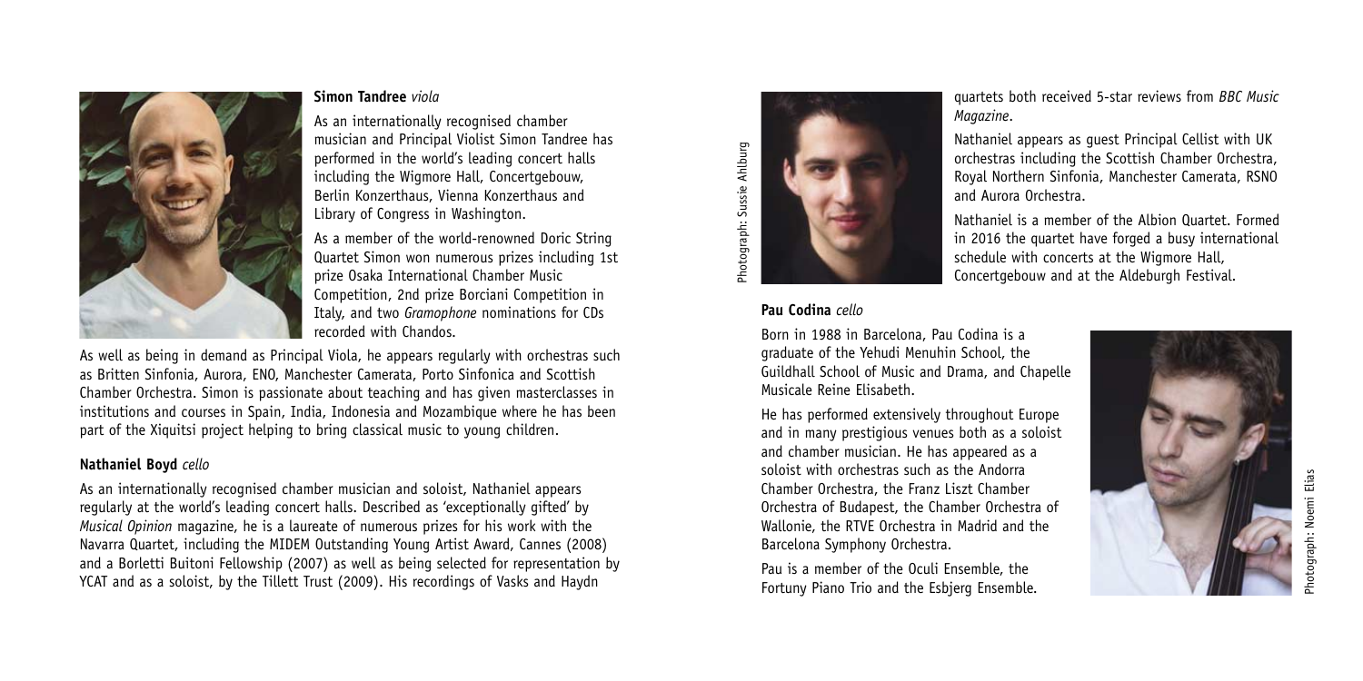### **Simon Tandree** *viola*

As an internationally recognised chamber musician and Principal Violist Simon Tandree has performed in the world's leading concert halls including the Wigmore Hall, Concertgebouw, Berlin Konzerthaus, Vienna Konzerthaus and Library of Congress in Washington.

As a member of the world-renowned Doric String Quartet Simon won numerous prizes including 1st prize Osaka International Chamber Music Competition, 2nd prize Borciani Competition in Italy, and two *Gramophone* nominations for CDs recorded with Chandos.

As well as being in demand as Principal Viola, he appears regularly with orchestras such as Britten Sinfonia, Aurora, ENO, Manchester Camerata, Porto Sinfonica and Scottish Chamber Orchestra. Simon is passionate about teaching and has given masterclasses in institutions and courses in Spain, India, Indonesia and Mozambique where he has been part of the Xiquitsi project helping to bring classical music to young children.

### **Nathaniel Boyd** *cello*

As an internationally recognised chamber musician and soloist, Nathaniel appears regularly at the world's leading concert halls. Described as 'exceptionally gifted' by *Musical Opinion* magazine, he is a laureate of numerous prizes for his work with the Navarra Quartet, including the MIDEM Outstanding Young Artist Award, Cannes (2008) and a Borletti Buitoni Fellowship (2007) as well as being selected for representation by YCAT and as a soloist, by the Tillett Trust (2009). His recordings of Vasks and Haydn quartets both received 5-star reviews from *BBC Music Magazine*.

Nathaniel appears as guest Principal Cellist with UK orchestras including the Scottish Chamber Orchestra, Royal Northern Sinfonia, Manchester Camerata, RSNO and Aurora Orchestra.

Nathaniel is a member of the Albion Quartet. Formed in 2016 the quartet have forged a busy international schedule with concerts at the Wigmore Hall, Concertgebouw and at the Aldeburgh Festival.

Photograph: Sussie Ahlburg

### **Pau Codina** *cello*

Born in 1988 in Barcelona, Pau Codina is a graduate of the Yehudi Menuhin School, the Guildhall School of Music and Drama, and Chapelle Musicale Reine Elisabeth.

He has performed extensively throughout Europe and in many prestigious venues both as a soloist and chamber musician. He has appeared as a soloist with orchestras such as the Andorra Chamber Orchestra, the Franz Liszt Chamber Orchestra of Budapest, the Chamber Orchestra of Wallonie, the RTVE Orchestra in Madrid and the Barcelona Symphony Orchestra.

Pau is a member of the Oculi Ensemble, the Fortuny Piano Trio and the Esbjerg Ensemble.

Photograph: Noemi Elias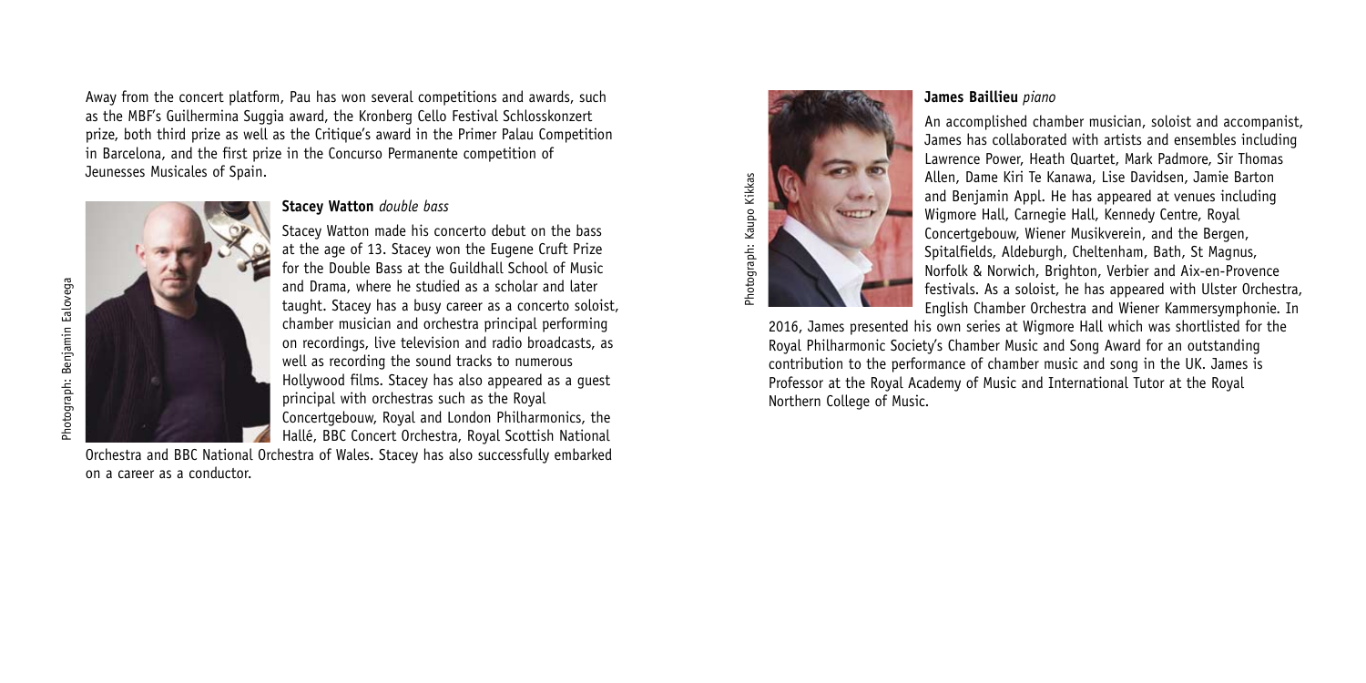Away from the concert platform, Pau has won several competitions and awards, such as the MBF's Guilhermina Suggia award, the Kronberg Cello Festival Schlosskonzert prize, both third prize as well as the Critique's award in the Primer Palau Competition in Barcelona, and the first prize in the Concurso Permanente competition of Jeunesses Musicales of Spain.

Photograph: Benjamin Ealovega

**Stacey Watton** *double bass*

Stacey Watton made his concerto debut on the bass at the age of 13. Stacey won the Eugene Cruft Prize for the Double Bass at the Guildhall School of Music and Drama, where he studied as a scholar and later taught. Stacey has a busy career as a concerto soloist, chamber musician and orchestra principal performing on recordings, live television and radio broadcasts, as well as recording the sound tracks to numerous Hollywood films. Stacey has also appeared as a guest principal with orchestras such as the Royal Concertgebouw, Royal and London Philharmonics, the Hallé, BBC Concert Orchestra, Royal Scottish National Orchestra and BBC National Orchestra of Wales. Stacey has also successfully embarked on a career as a conductor.

Photograph: Kaupo Kikkas

**James Baillieu** *piano*

An accomplished chamber musician, soloist and accompanist, James has collaborated with artists and ensembles including Lawrence Power, Heath Quartet, Mark Padmore, Sir Thomas Allen, Dame Kiri Te Kanawa, Lise Davidsen, Jamie Barton and Benjamin Appl. He has appeared at venues including Wigmore Hall, Carnegie Hall, Kennedy Centre, Royal Concertgebouw, Wiener Musikverein, and the Bergen, Spitalfields, Aldeburgh, Cheltenham, Bath, St Magnus, Norfolk & Norwich, Brighton, Verbier and Aix-en-Provence festivals. As a soloist, he has appeared with Ulster Orchestra, English Chamber Orchestra and Wiener Kammersymphonie. In 2016, James presented his own series at Wigmore Hall which was shortlisted for the Royal Philharmonic Society's Chamber Music and Song Award for an outstanding contribution to the performance of chamber music and song in the UK. James is Professor at the Royal Academy of Music and International Tutor at the Royal Northern College of Music.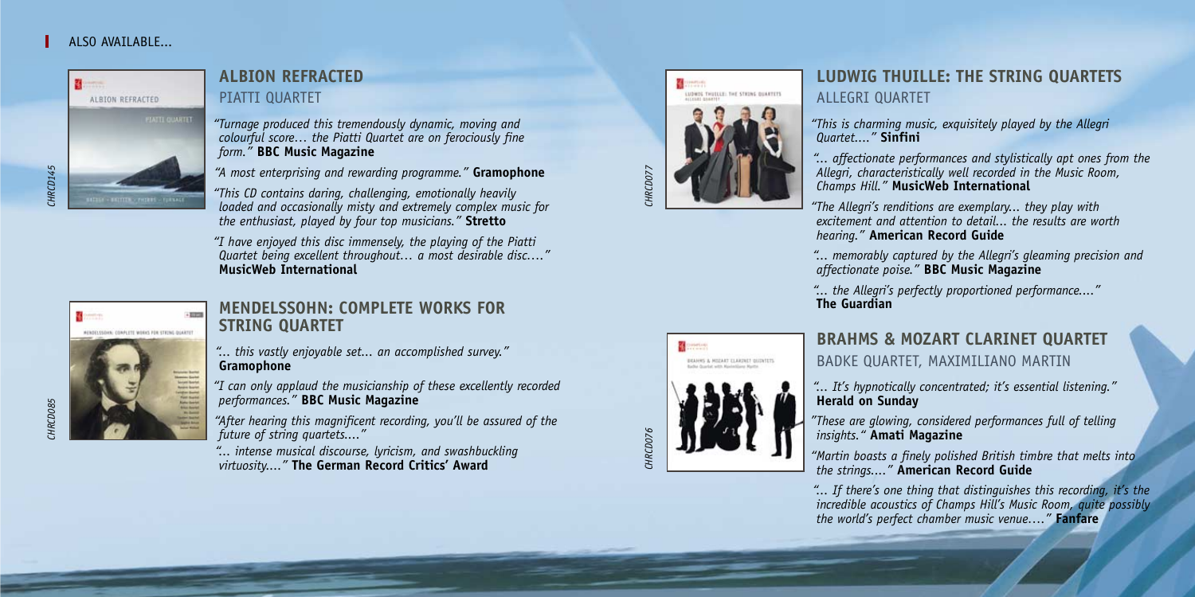ALSO AVAILABLE...

CHRCD145

## ALBION REFRACTED
PIATTI QUARTET

*"Turnage produced this tremendously dynamic, moving and colourful score… the Piatti Quartet are on ferociously fine form."* **BBC Music Magazine**

*"A most enterprising and rewarding programme."* **Gramophone**

*"This CD contains daring, challenging, emotionally heavily loaded and occasionally misty and extremely complex music for the enthusiast, played by four top musicians."* **Stretto**

*"I have enjoyed this disc immensely, the playing of the Piatti Quartet being excellent throughout… a most desirable disc…."* **MusicWeb International**

CHRCD085

## MENDELSSOHN: COMPLETE WORKS FOR STRING QUARTET

*"… this vastly enjoyable set… an accomplished survey."* **Gramophone**

*"I can only applaud the musicianship of these excellently recorded performances."* **BBC Music Magazine**

*"After hearing this magnificent recording, you'll be assured of the future of string quartets…."*

*"… intense musical discourse, lyricism, and swashbuckling virtuosity…."* **The German Record Critics' Award**

CHRCD077

## LUDWIG THUILLE: THE STRING QUARTETS
ALLEGRI QUARTET

*"This is charming music, exquisitely played by the Allegri Quartet…."* **Sinfini**

*"… affectionate performances and stylistically apt ones from the Allegri, characteristically well recorded in the Music Room, Champs Hill."* **MusicWeb International**

*"The Allegri's renditions are exemplary… they play with excitement and attention to detail… the results are worth hearing."* **American Record Guide**

*"… memorably captured by the Allegri's gleaming precision and affectionate poise."* **BBC Music Magazine**

*"… the Allegri's perfectly proportioned performance…."* **The Guardian**

CHRCD076

## BRAHMS & MOZART CLARINET QUARTET
BADKE QUARTET, MAXIMILIANO MARTIN

*"… It's hypnotically concentrated; it's essential listening."* **Herald on Sunday**

*"These are glowing, considered performances full of telling insights."* **Amati Magazine**

*"Martin boasts a finely polished British timbre that melts into the strings…."* **American Record Guide**

*"… If there's one thing that distinguishes this recording, it's the incredible acoustics of Champs Hill's Music Room, quite possibly the world's perfect chamber music venue…."* **Fanfare**